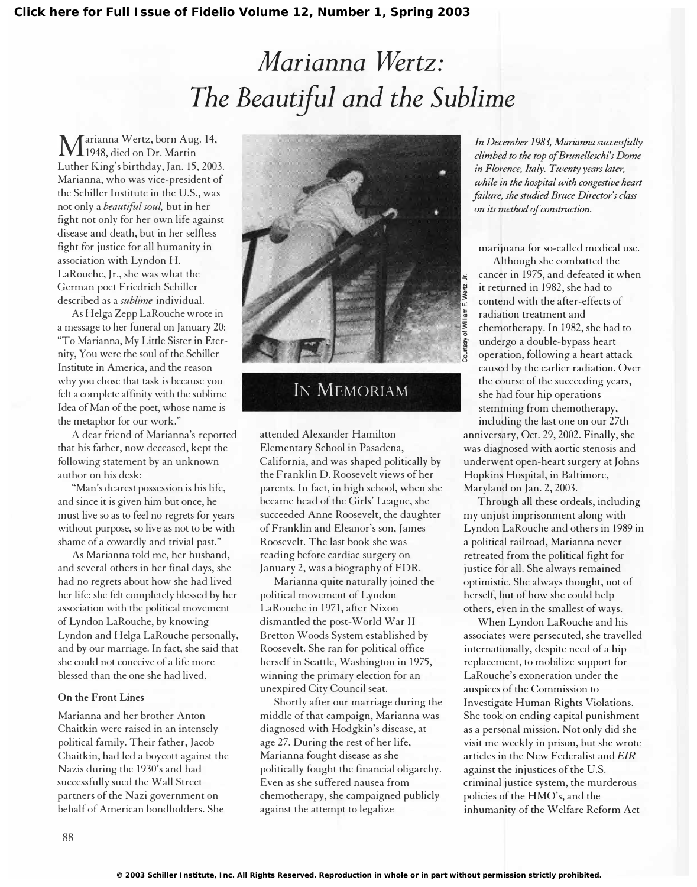Click here for Full Issue of Fidelio Volume 12, Number 1, Spring 2003

# *Marianna Wertz: The Beautiful and the Sublime*

## IN MEMORIAM

*In December 1983, Marianna successfully climbed to the top of Brunelleschi's Dome in Florence, Italy. Twenty years later, while in the hospital with congestive heart failure, she studied Bruce Director's class on its method of construction.*

Courtesy of William F. Wertz, Jr.

Marianna Wertz, born Aug. 14, 1948, died on Dr. Martin Luther King's birthday, Jan. 15, 2003. Marianna, who was vice-president of the Schiller Institute in the U.S., was not only a *beautiful soul,* but in her fight not only for her own life against disease and death, but in her selfless fight for justice for all humanity in association with Lyndon H. LaRouche, Jr., she was what the German poet Friedrich Schiller described as a *sublime* individual.

As Helga Zepp LaRouche wrote in a message to her funeral on January 20: "To Marianna, My Little Sister in Eternity, You were the soul of the Schiller Institute in America, and the reason why you chose that task is because you felt a complete affinity with the sublime Idea of Man of the poet, whose name is the metaphor for our work."

A dear friend of Marianna's reported that his father, now deceased, kept the following statement by an unknown author on his desk:

"Man's dearest possession is his life, and since it is given him but once, he must live so as to feel no regrets for years without purpose, so live as not to be with shame of a cowardly and trivial past."

As Marianna told me, her husband, and several others in her final days, she had no regrets about how she had lived her life: she felt completely blessed by her association with the political movement of Lyndon LaRouche, by knowing Lyndon and Helga LaRouche personally, and by our marriage. In fact, she said that she could not conceive of a life more blessed than the one she had lived.

### On the Front Lines

Marianna and her brother Anton Chaitkin were raised in an intensely political family. Their father, Jacob Chaitkin, had led a boycott against the Nazis during the 1930's and had successfully sued the Wall Street partners of the Nazi government on behalf of American bondholders. She attended Alexander Hamilton Elementary School in Pasadena, California, and was shaped politically by the Franklin D. Roosevelt views of her parents. In fact, in high school, when she became head of the Girls' League, she succeeded Anne Roosevelt, the daughter of Franklin and Eleanor's son, James Roosevelt. The last book she was reading before cardiac surgery on January 2, was a biography of FDR.

Marianna quite naturally joined the political movement of Lyndon LaRouche in 1971, after Nixon dismantled the post-World War II Bretton Woods System established by Roosevelt. She ran for political office herself in Seattle, Washington in 1975, winning the primary election for an unexpired City Council seat.

Shortly after our marriage during the middle of that campaign, Marianna was diagnosed with Hodgkin's disease, at age 27. During the rest of her life, Marianna fought disease as she politically fought the financial oligarchy. Even as she suffered nausea from chemotherapy, she campaigned publicly against the attempt to legalize marijuana for so-called medical use.

Although she combatted the cancer in 1975, and defeated it when it returned in 1982, she had to contend with the after-effects of radiation treatment and chemotherapy. In 1982, she had to undergo a double-bypass heart operation, following a heart attack caused by the earlier radiation. Over the course of the succeeding years, she had four hip operations stemming from chemotherapy, including the last one on our 27th anniversary, Oct. 29, 2002. Finally, she was diagnosed with aortic stenosis and underwent open-heart surgery at Johns Hopkins Hospital, in Baltimore, Maryland on Jan. 2, 2003.

Through all these ordeals, including my unjust imprisonment along with Lyndon LaRouche and others in 1989 in a political railroad, Marianna never retreated from the political fight for justice for all. She always remained optimistic. She always thought, not of herself, but of how she could help others, even in the smallest of ways.

When Lyndon LaRouche and his associates were persecuted, she travelled internationally, despite need of a hip replacement, to mobilize support for LaRouche's exoneration under the auspices of the Commission to Investigate Human Rights Violations. She took on ending capital punishment as a personal mission. Not only did she visit me weekly in prison, but she wrote articles in the New Federalist and *EIR* against the injustices of the U.S. criminal justice system, the murderous policies of the HMO's, and the inhumanity of the Welfare Reform Act

© 2003 Schiller Institute, Inc. All Rights Reserved. Reproduction in whole or in part without permission strictly prohibited.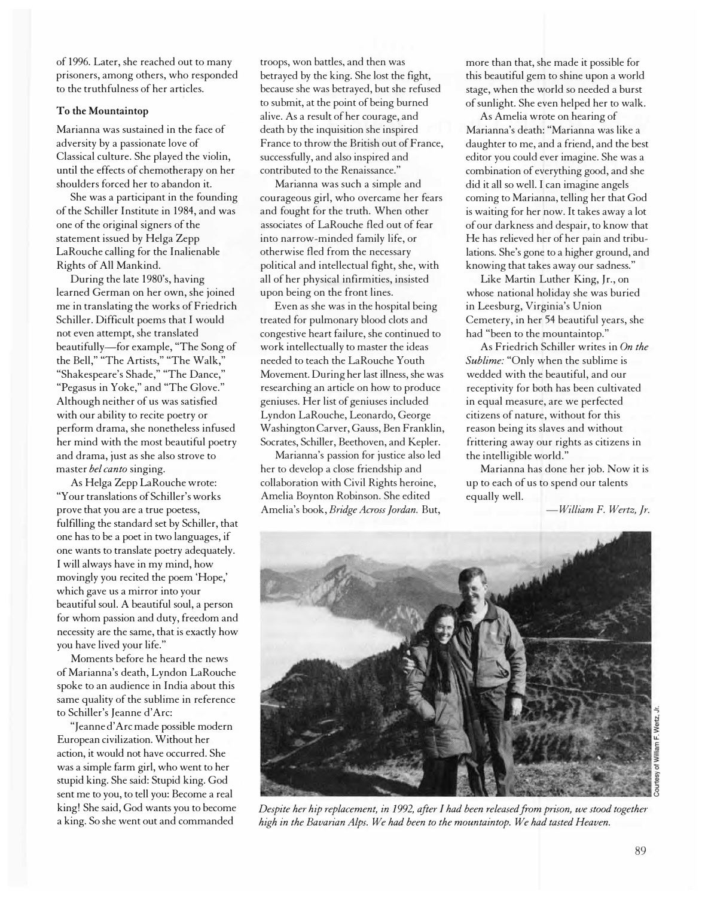of 1996. Later, she reached out to many prisoners, among others, who responded to the truthfulness of her articles.

### To the Mountaintop

Marianna was sustained in the face of adversity by a passionate love of Classical culture. She played the violin, until the effects of chemotherapy on her shoulders forced her to abandon it.

She was a participant in the founding of the Schiller Institute in 1984, and was one of the original signers of the statement issued by Helga Zepp LaRouche calling for the Inalienable Rights of All Mankind.

During the late 1980's, having learned German on her own, she joined me in translating the works of Friedrich Schiller. Difficult poems that I would not even attempt, she translated beautifully—for example, "The Song of the Bell," "The Artists," "The Walk," "Shakespeare's Shade," "The Dance," "Pegasus in Yoke," and "The Glove." Although neither of us was satisfied with our ability to recite poetry or perform drama, she nonetheless infused her mind with the most beautiful poetry and drama, just as she also strove to master *bel canto* singing.

As Helga Zepp LaRouche wrote: "Your translations of Schiller's works prove that you are a true poetess, fulfilling the standard set by Schiller, that one has to be a poet in two languages, if one wants to translate poetry adequately. I will always have in my mind, how movingly you recited the poem 'Hope,' which gave us a mirror into your beautiful soul. A beautiful soul, a person for whom passion and duty, freedom and necessity are the same, that is exactly how you have lived your life."

Moments before he heard the news of Marianna's death, Lyndon LaRouche spoke to an audience in India about this same quality of the sublime in reference to Schiller's Jeanne d'Arc:

"Jeanne d'Arc made possible modern European civilization. Without her action, it would not have occurred. She was a simple farm girl, who went to her stupid king. She said: Stupid king. God sent me to you, to tell you: Become a real king! She said, God wants you to become a king. So she went out and commanded troops, won battles, and then was betrayed by the king. She lost the fight, because she was betrayed, but she refused to submit, at the point of being burned alive. As a result of her courage, and death by the inquisition she inspired France to throw the British out of France, successfully, and also inspired and contributed to the Renaissance."

Marianna was such a simple and courageous girl, who overcame her fears and fought for the truth. When other associates of LaRouche fled out of fear into narrow-minded family life, or otherwise fled from the necessary political and intellectual fight, she, with all of her physical infirmities, insisted upon being on the front lines.

Even as she was in the hospital being treated for pulmonary blood clots and congestive heart failure, she continued to work intellectually to master the ideas needed to teach the LaRouche Youth Movement. During her last illness, she was researching an article on how to produce geniuses. Her list of geniuses included Lyndon LaRouche, Leonardo, George Washington Carver, Gauss, Ben Franklin, Socrates, Schiller, Beethoven, and Kepler.

Marianna's passion for justice also led her to develop a close friendship and collaboration with Civil Rights heroine, Amelia Boynton Robinson. She edited Amelia's book, *Bridge Across Jordan.* But, more than that, she made it possible for this beautiful gem to shine upon a world stage, when the world so needed a burst of sunlight. She even helped her to walk.

As Amelia wrote on hearing of Marianna's death: "Marianna was like a daughter to me, and a friend, and the best editor you could ever imagine. She was a combination of everything good, and she did it all so well. I can imagine angels coming to Marianna, telling her that God is waiting for her now. It takes away a lot of our darkness and despair, to know that He has relieved her of her pain and tribulations. She's gone to a higher ground, and knowing that takes away our sadness."

Like Martin Luther King, Jr., on whose national holiday she was buried in Leesburg, Virginia's Union Cemetery, in her 54 beautiful years, she had "been to the mountaintop."

As Friedrich Schiller writes in *On the Sublime:* "Only when the sublime is wedded with the beautiful, and our receptivity for both has been cultivated in equal measure, are we perfected citizens of nature, without for this reason being its slaves and without frittering away our rights as citizens in the intelligible world."

Marianna has done her job. Now it is up to each of us to spend our talents equally well.

—*William F. Wertz, Jr.*

Courtesy of William F. Wertz, Jr.

*Despite her hip replacement, in 1992, after I had been released from prison, we stood together high in the Bavarian Alps. We had been to the mountaintop. We had tasted Heaven.*